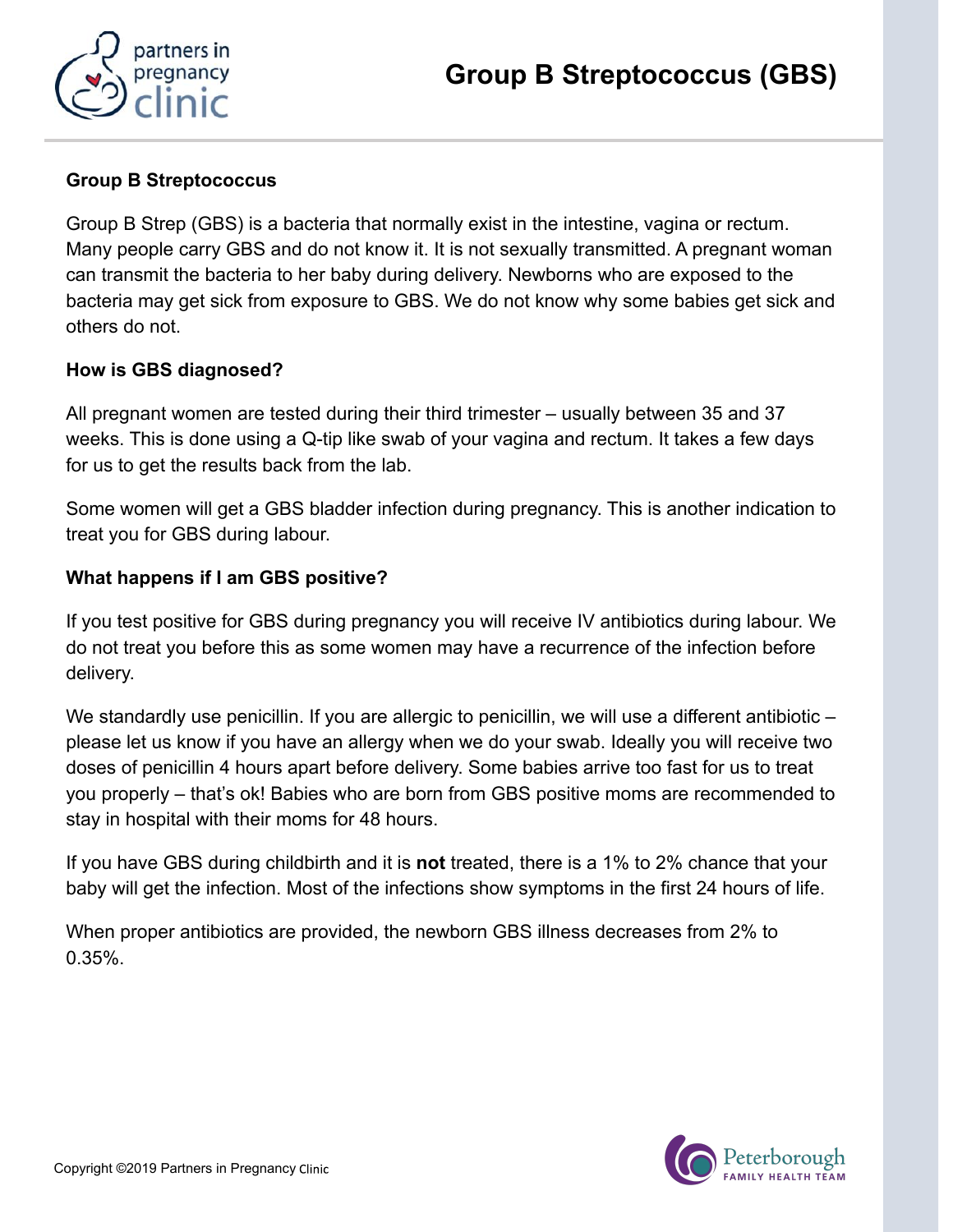# Group B Streptococcus (GBS)

## Group B Streptococcus

Group B Strep (GBS) is a bacteria that normally exist in the intestine, vagina or rectum. Many people carry GBS and do not know it. It is not sexually transmitted. A pregnant woman can transmit the bacteria to her baby during delivery. Newborns who are exposed to the bacteria may get sick from exposure to GBS. We do not know why some babies get sick and others do not.

## How is GBS diagnosed?

All pregnant women are tested during their third trimester – usually between 35 and 37 weeks. This is done using a Q-tip like swab of your vagina and rectum. It takes a few days for us to get the results back from the lab.

Some women will get a GBS bladder infection during pregnancy. This is another indication to treat you for GBS during labour.

## What happens if I am GBS positive?

If you test positive for GBS during pregnancy you will receive IV antibiotics during labour. We do not treat you before this as some women may have a recurrence of the infection before delivery.

We standardly use penicillin. If you are allergic to penicillin, we will use a different antibiotic – please let us know if you have an allergy when we do your swab. Ideally you will receive two doses of penicillin 4 hours apart before delivery. Some babies arrive too fast for us to treat you properly – that's ok! Babies who are born from GBS positive moms are recommended to stay in hospital with their moms for 48 hours.

If you have GBS during childbirth and it is **not** treated, there is a 1% to 2% chance that your baby will get the infection. Most of the infections show symptoms in the first 24 hours of life.

When proper antibiotics are provided, the newborn GBS illness decreases from 2% to 0.35%.

Copyright ©2019 Partners in Pregnancy Clinic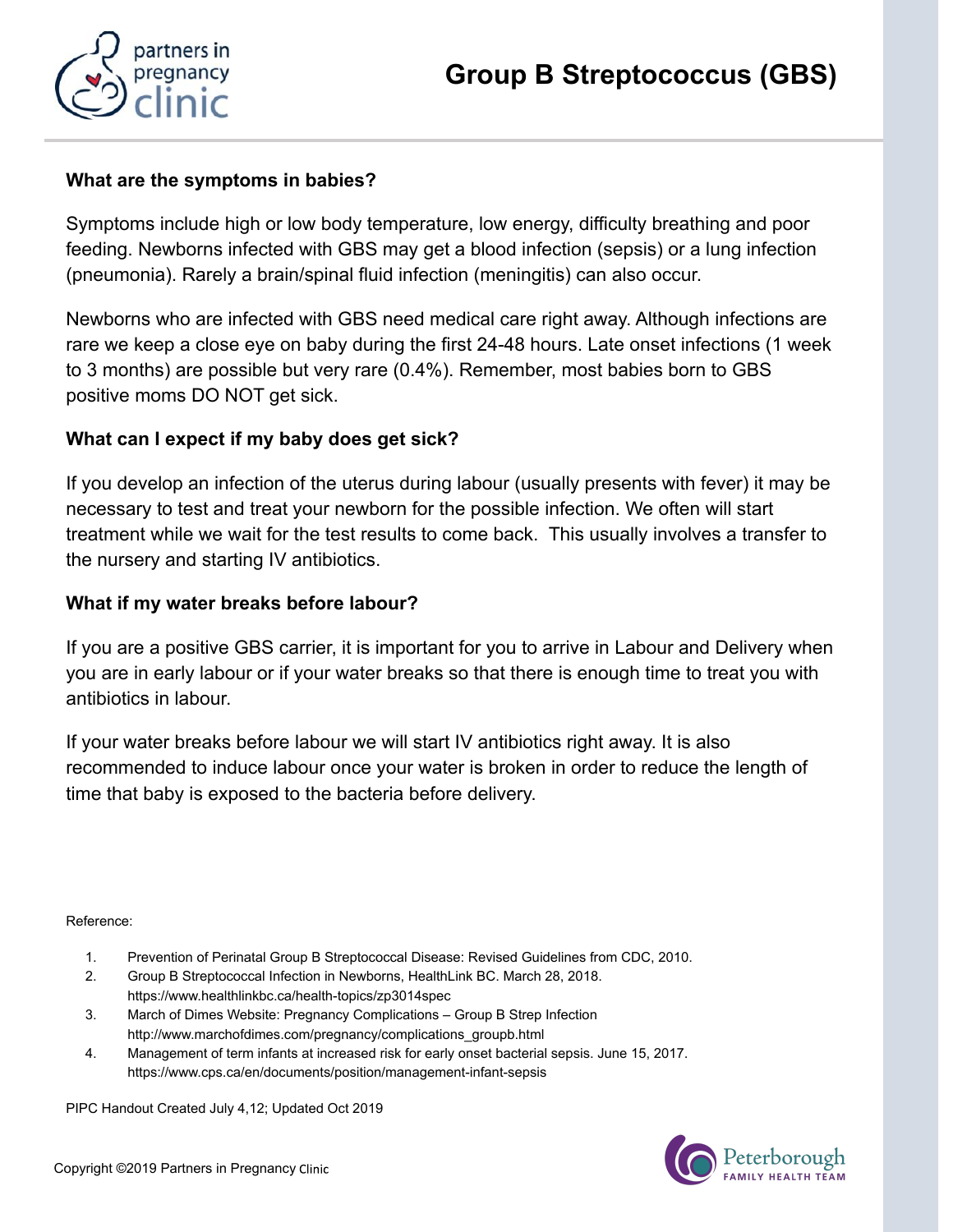# Group B Streptococcus (GBS)

### What are the symptoms in babies?

Symptoms include high or low body temperature, low energy, difficulty breathing and poor feeding. Newborns infected with GBS may get a blood infection (sepsis) or a lung infection (pneumonia). Rarely a brain/spinal fluid infection (meningitis) can also occur.

Newborns who are infected with GBS need medical care right away. Although infections are rare we keep a close eye on baby during the first 24-48 hours. Late onset infections (1 week to 3 months) are possible but very rare (0.4%). Remember, most babies born to GBS positive moms DO NOT get sick.

### What can I expect if my baby does get sick?

If you develop an infection of the uterus during labour (usually presents with fever) it may be necessary to test and treat your newborn for the possible infection. We often will start treatment while we wait for the test results to come back. This usually involves a transfer to the nursery and starting IV antibiotics.

### What if my water breaks before labour?

If you are a positive GBS carrier, it is important for you to arrive in Labour and Delivery when you are in early labour or if your water breaks so that there is enough time to treat you with antibiotics in labour.

If your water breaks before labour we will start IV antibiotics right away. It is also recommended to induce labour once your water is broken in order to reduce the length of time that baby is exposed to the bacteria before delivery.

Reference:

1. Prevention of Perinatal Group B Streptococcal Disease: Revised Guidelines from CDC, 2010.
2. Group B Streptococcal Infection in Newborns, HealthLink BC. March 28, 2018. https://www.healthlinkbc.ca/health-topics/zp3014spec
3. March of Dimes Website: Pregnancy Complications – Group B Strep Infection http://www.marchofdimes.com/pregnancy/complications_groupb.html
4. Management of term infants at increased risk for early onset bacterial sepsis. June 15, 2017. https://www.cps.ca/en/documents/position/management-infant-sepsis

PIPC Handout Created July 4,12; Updated Oct 2019

Copyright ©2019 Partners in Pregnancy Clinic